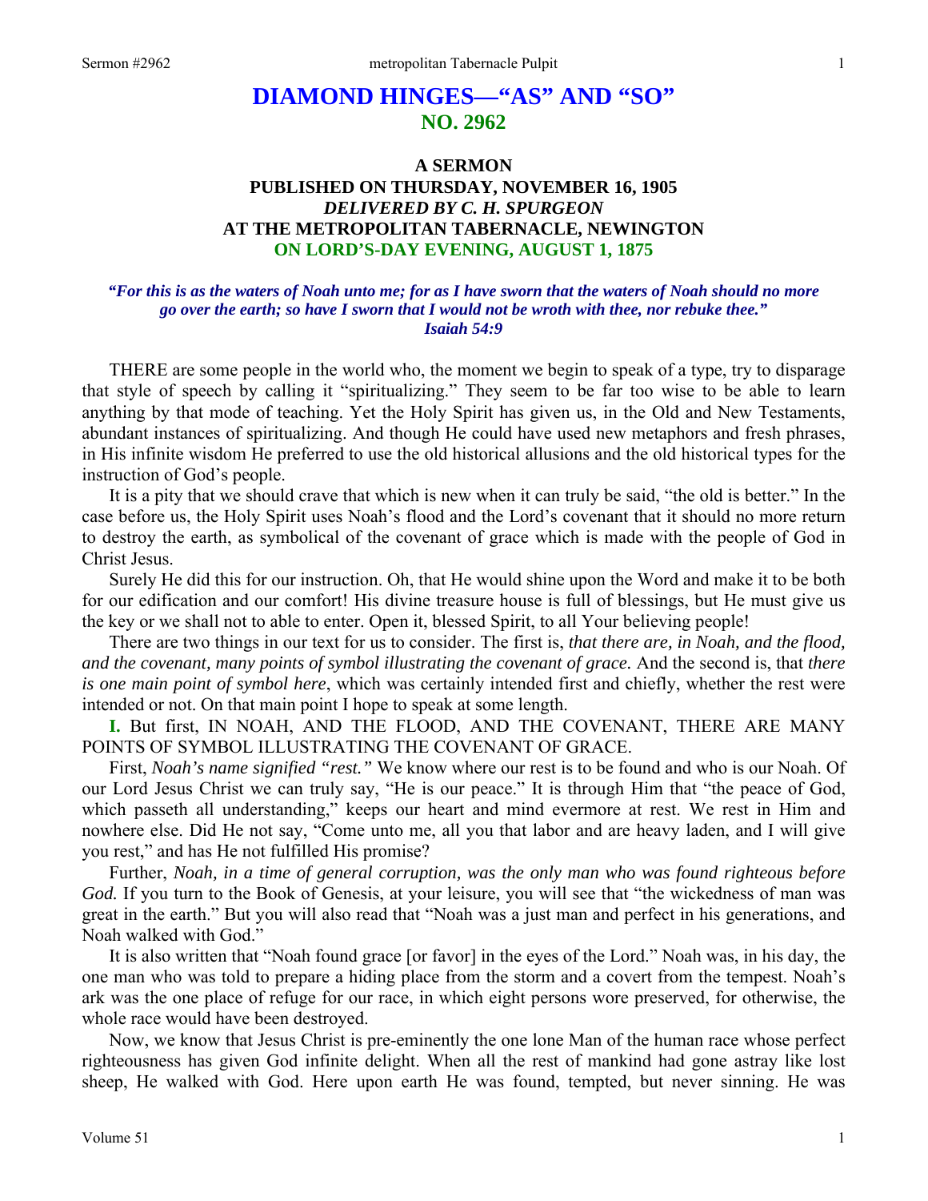# DIAMOND HINGES—"AS" AND "SO"
## NO. 2962

### A SERMON
### PUBLISHED ON THURSDAY, NOVEMBER 16, 1905
### *DELIVERED BY C. H. SPURGEON*
### AT THE METROPOLITAN TABERNACLE, NEWINGTON
### ON LORD'S-DAY EVENING, AUGUST 1, 1875

***"For this is as the waters of Noah unto me; for as I have sworn that the waters of Noah should no more go over the earth; so have I sworn that I would not be wroth with thee, nor rebuke thee." Isaiah 54:9***

THERE are some people in the world who, the moment we begin to speak of a type, try to disparage that style of speech by calling it "spiritualizing." They seem to be far too wise to be able to learn anything by that mode of teaching. Yet the Holy Spirit has given us, in the Old and New Testaments, abundant instances of spiritualizing. And though He could have used new metaphors and fresh phrases, in His infinite wisdom He preferred to use the old historical allusions and the old historical types for the instruction of God's people.

It is a pity that we should crave that which is new when it can truly be said, "the old is better." In the case before us, the Holy Spirit uses Noah's flood and the Lord's covenant that it should no more return to destroy the earth, as symbolical of the covenant of grace which is made with the people of God in Christ Jesus.

Surely He did this for our instruction. Oh, that He would shine upon the Word and make it to be both for our edification and our comfort! His divine treasure house is full of blessings, but He must give us the key or we shall not to able to enter. Open it, blessed Spirit, to all Your believing people!

There are two things in our text for us to consider. The first is, *that there are, in Noah, and the flood, and the covenant, many points of symbol illustrating the covenant of grace.* And the second is, that *there is one main point of symbol here*, which was certainly intended first and chiefly, whether the rest were intended or not. On that main point I hope to speak at some length.

**I.** But first, IN NOAH, AND THE FLOOD, AND THE COVENANT, THERE ARE MANY POINTS OF SYMBOL ILLUSTRATING THE COVENANT OF GRACE.

First, *Noah's name signified "rest."* We know where our rest is to be found and who is our Noah. Of our Lord Jesus Christ we can truly say, "He is our peace." It is through Him that "the peace of God, which passeth all understanding," keeps our heart and mind evermore at rest. We rest in Him and nowhere else. Did He not say, "Come unto me, all you that labor and are heavy laden, and I will give you rest," and has He not fulfilled His promise?

Further, *Noah, in a time of general corruption, was the only man who was found righteous before God.* If you turn to the Book of Genesis, at your leisure, you will see that "the wickedness of man was great in the earth." But you will also read that "Noah was a just man and perfect in his generations, and Noah walked with God."

It is also written that "Noah found grace [or favor] in the eyes of the Lord." Noah was, in his day, the one man who was told to prepare a hiding place from the storm and a covert from the tempest. Noah's ark was the one place of refuge for our race, in which eight persons wore preserved, for otherwise, the whole race would have been destroyed.

Now, we know that Jesus Christ is pre-eminently the one lone Man of the human race whose perfect righteousness has given God infinite delight. When all the rest of mankind had gone astray like lost sheep, He walked with God. Here upon earth He was found, tempted, but never sinning. He was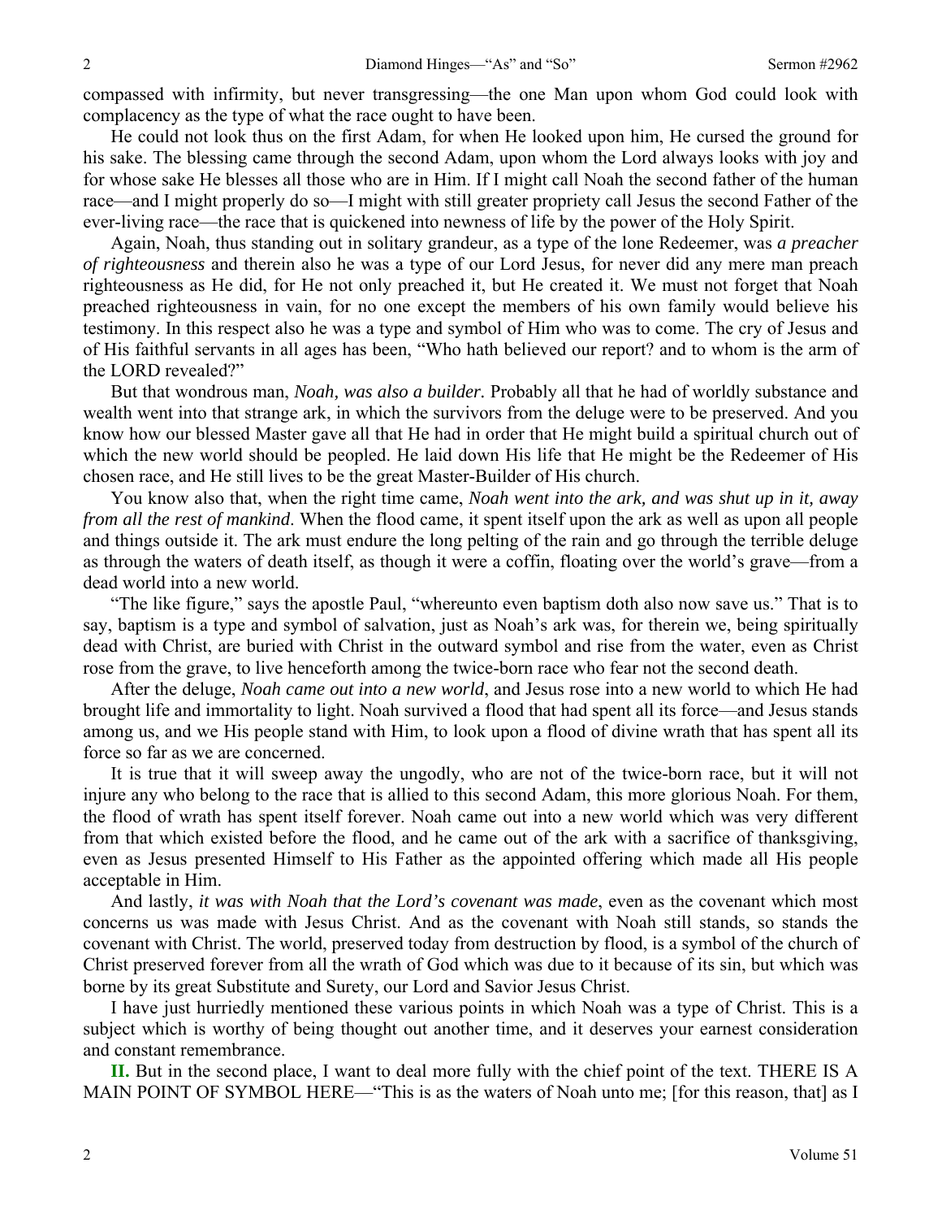compassed with infirmity, but never transgressing—the one Man upon whom God could look with complacency as the type of what the race ought to have been.

He could not look thus on the first Adam, for when He looked upon him, He cursed the ground for his sake. The blessing came through the second Adam, upon whom the Lord always looks with joy and for whose sake He blesses all those who are in Him. If I might call Noah the second father of the human race—and I might properly do so—I might with still greater propriety call Jesus the second Father of the ever-living race—the race that is quickened into newness of life by the power of the Holy Spirit.

Again, Noah, thus standing out in solitary grandeur, as a type of the lone Redeemer, was *a preacher of righteousness* and therein also he was a type of our Lord Jesus, for never did any mere man preach righteousness as He did, for He not only preached it, but He created it. We must not forget that Noah preached righteousness in vain, for no one except the members of his own family would believe his testimony. In this respect also he was a type and symbol of Him who was to come. The cry of Jesus and of His faithful servants in all ages has been, "Who hath believed our report? and to whom is the arm of the LORD revealed?"

But that wondrous man, *Noah, was also a builder.* Probably all that he had of worldly substance and wealth went into that strange ark, in which the survivors from the deluge were to be preserved. And you know how our blessed Master gave all that He had in order that He might build a spiritual church out of which the new world should be peopled. He laid down His life that He might be the Redeemer of His chosen race, and He still lives to be the great Master-Builder of His church.

You know also that, when the right time came, *Noah went into the ark, and was shut up in it, away from all the rest of mankind*. When the flood came, it spent itself upon the ark as well as upon all people and things outside it. The ark must endure the long pelting of the rain and go through the terrible deluge as through the waters of death itself, as though it were a coffin, floating over the world's grave—from a dead world into a new world.

"The like figure," says the apostle Paul, "whereunto even baptism doth also now save us." That is to say, baptism is a type and symbol of salvation, just as Noah's ark was, for therein we, being spiritually dead with Christ, are buried with Christ in the outward symbol and rise from the water, even as Christ rose from the grave, to live henceforth among the twice-born race who fear not the second death.

After the deluge, *Noah came out into a new world*, and Jesus rose into a new world to which He had brought life and immortality to light. Noah survived a flood that had spent all its force—and Jesus stands among us, and we His people stand with Him, to look upon a flood of divine wrath that has spent all its force so far as we are concerned.

It is true that it will sweep away the ungodly, who are not of the twice-born race, but it will not injure any who belong to the race that is allied to this second Adam, this more glorious Noah. For them, the flood of wrath has spent itself forever. Noah came out into a new world which was very different from that which existed before the flood, and he came out of the ark with a sacrifice of thanksgiving, even as Jesus presented Himself to His Father as the appointed offering which made all His people acceptable in Him.

And lastly, *it was with Noah that the Lord's covenant was made*, even as the covenant which most concerns us was made with Jesus Christ. And as the covenant with Noah still stands, so stands the covenant with Christ. The world, preserved today from destruction by flood, is a symbol of the church of Christ preserved forever from all the wrath of God which was due to it because of its sin, but which was borne by its great Substitute and Surety, our Lord and Savior Jesus Christ.

I have just hurriedly mentioned these various points in which Noah was a type of Christ. This is a subject which is worthy of being thought out another time, and it deserves your earnest consideration and constant remembrance.

**II.** But in the second place, I want to deal more fully with the chief point of the text. THERE IS A MAIN POINT OF SYMBOL HERE—"This is as the waters of Noah unto me; [for this reason, that] as I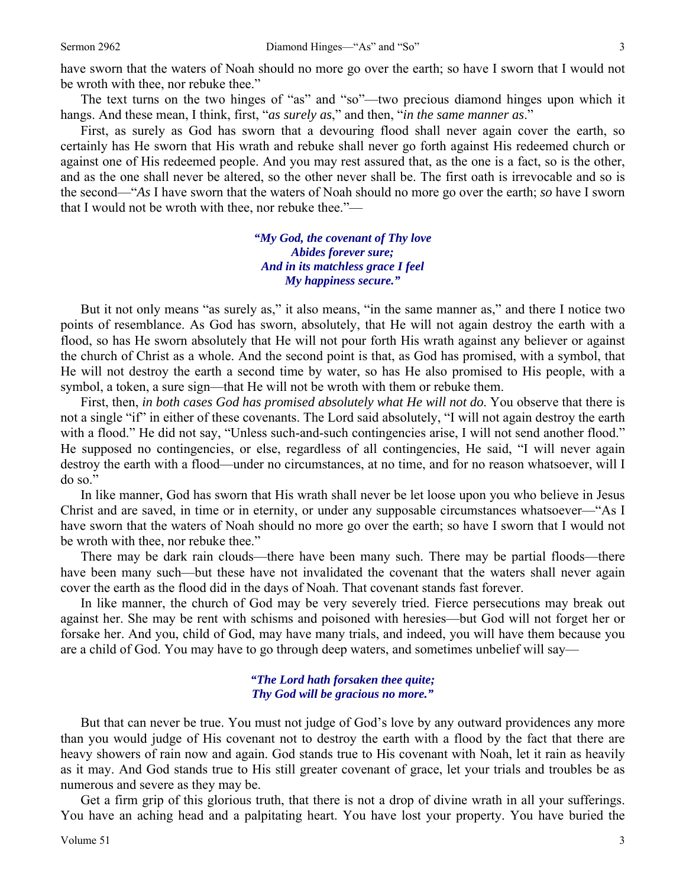have sworn that the waters of Noah should no more go over the earth; so have I sworn that I would not be wroth with thee, nor rebuke thee."

The text turns on the two hinges of "as" and "so"—two precious diamond hinges upon which it hangs. And these mean, I think, first, "*as surely as*," and then, "*in the same manner as*."

First, as surely as God has sworn that a devouring flood shall never again cover the earth, so certainly has He sworn that His wrath and rebuke shall never go forth against His redeemed church or against one of His redeemed people. And you may rest assured that, as the one is a fact, so is the other, and as the one shall never be altered, so the other never shall be. The first oath is irrevocable and so is the second—"*As* I have sworn that the waters of Noah should no more go over the earth; *so* have I sworn that I would not be wroth with thee, nor rebuke thee."—

*"My God, the covenant of Thy love*
*Abides forever sure;*
*And in its matchless grace I feel*
*My happiness secure."*

But it not only means "as surely as," it also means, "in the same manner as," and there I notice two points of resemblance. As God has sworn, absolutely, that He will not again destroy the earth with a flood, so has He sworn absolutely that He will not pour forth His wrath against any believer or against the church of Christ as a whole. And the second point is that, as God has promised, with a symbol, that He will not destroy the earth a second time by water, so has He also promised to His people, with a symbol, a token, a sure sign—that He will not be wroth with them or rebuke them.

First, then, *in both cases God has promised absolutely what He will not do*. You observe that there is not a single "if" in either of these covenants. The Lord said absolutely, "I will not again destroy the earth with a flood." He did not say, "Unless such-and-such contingencies arise, I will not send another flood." He supposed no contingencies, or else, regardless of all contingencies, He said, "I will never again destroy the earth with a flood—under no circumstances, at no time, and for no reason whatsoever, will I do so."

In like manner, God has sworn that His wrath shall never be let loose upon you who believe in Jesus Christ and are saved, in time or in eternity, or under any supposable circumstances whatsoever—"As I have sworn that the waters of Noah should no more go over the earth; so have I sworn that I would not be wroth with thee, nor rebuke thee."

There may be dark rain clouds—there have been many such. There may be partial floods—there have been many such—but these have not invalidated the covenant that the waters shall never again cover the earth as the flood did in the days of Noah. That covenant stands fast forever.

In like manner, the church of God may be very severely tried. Fierce persecutions may break out against her. She may be rent with schisms and poisoned with heresies—but God will not forget her or forsake her. And you, child of God, may have many trials, and indeed, you will have them because you are a child of God. You may have to go through deep waters, and sometimes unbelief will say—

*"The Lord hath forsaken thee quite;*
*Thy God will be gracious no more."*

But that can never be true. You must not judge of God's love by any outward providences any more than you would judge of His covenant not to destroy the earth with a flood by the fact that there are heavy showers of rain now and again. God stands true to His covenant with Noah, let it rain as heavily as it may. And God stands true to His still greater covenant of grace, let your trials and troubles be as numerous and severe as they may be.

Get a firm grip of this glorious truth, that there is not a drop of divine wrath in all your sufferings. You have an aching head and a palpitating heart. You have lost your property. You have buried the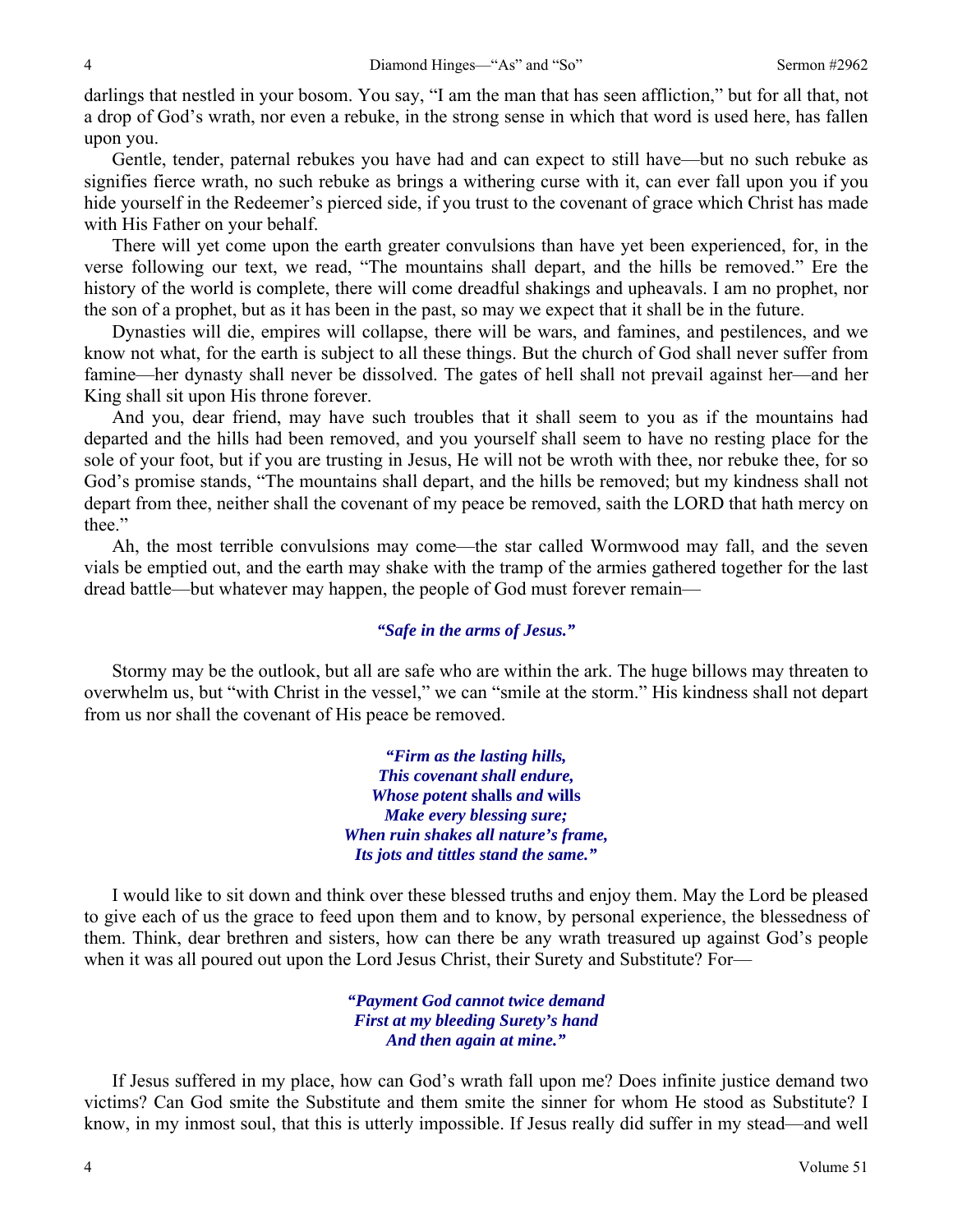darlings that nestled in your bosom. You say, "I am the man that has seen affliction," but for all that, not a drop of God's wrath, nor even a rebuke, in the strong sense in which that word is used here, has fallen upon you.

Gentle, tender, paternal rebukes you have had and can expect to still have—but no such rebuke as signifies fierce wrath, no such rebuke as brings a withering curse with it, can ever fall upon you if you hide yourself in the Redeemer's pierced side, if you trust to the covenant of grace which Christ has made with His Father on your behalf.

There will yet come upon the earth greater convulsions than have yet been experienced, for, in the verse following our text, we read, "The mountains shall depart, and the hills be removed." Ere the history of the world is complete, there will come dreadful shakings and upheavals. I am no prophet, nor the son of a prophet, but as it has been in the past, so may we expect that it shall be in the future.

Dynasties will die, empires will collapse, there will be wars, and famines, and pestilences, and we know not what, for the earth is subject to all these things. But the church of God shall never suffer from famine—her dynasty shall never be dissolved. The gates of hell shall not prevail against her—and her King shall sit upon His throne forever.

And you, dear friend, may have such troubles that it shall seem to you as if the mountains had departed and the hills had been removed, and you yourself shall seem to have no resting place for the sole of your foot, but if you are trusting in Jesus, He will not be wroth with thee, nor rebuke thee, for so God's promise stands, "The mountains shall depart, and the hills be removed; but my kindness shall not depart from thee, neither shall the covenant of my peace be removed, saith the LORD that hath mercy on thee."

Ah, the most terrible convulsions may come—the star called Wormwood may fall, and the seven vials be emptied out, and the earth may shake with the tramp of the armies gathered together for the last dread battle—but whatever may happen, the people of God must forever remain—

> ***"Safe in the arms of Jesus."***

Stormy may be the outlook, but all are safe who are within the ark. The huge billows may threaten to overwhelm us, but "with Christ in the vessel," we can "smile at the storm." His kindness shall not depart from us nor shall the covenant of His peace be removed.

> ***"Firm as the lasting hills,***
> ***This covenant shall endure,***
> ***Whose potent* shalls *and* wills**
> ***Make every blessing sure;***
> ***When ruin shakes all nature's frame,***
> ***Its jots and tittles stand the same."***

I would like to sit down and think over these blessed truths and enjoy them. May the Lord be pleased to give each of us the grace to feed upon them and to know, by personal experience, the blessedness of them. Think, dear brethren and sisters, how can there be any wrath treasured up against God's people when it was all poured out upon the Lord Jesus Christ, their Surety and Substitute? For—

> ***"Payment God cannot twice demand***
> ***First at my bleeding Surety's hand***
> ***And then again at mine."***

If Jesus suffered in my place, how can God's wrath fall upon me? Does infinite justice demand two victims? Can God smite the Substitute and them smite the sinner for whom He stood as Substitute? I know, in my inmost soul, that this is utterly impossible. If Jesus really did suffer in my stead—and well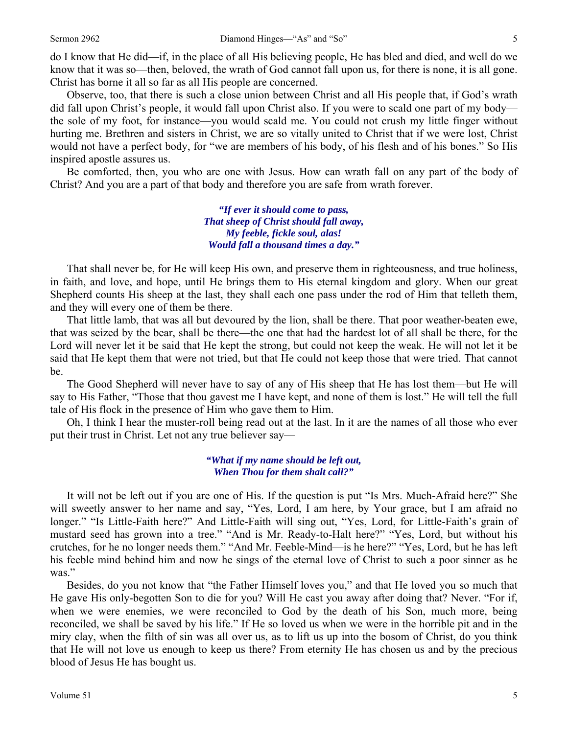do I know that He did—if, in the place of all His believing people, He has bled and died, and well do we know that it was so—then, beloved, the wrath of God cannot fall upon us, for there is none, it is all gone. Christ has borne it all so far as all His people are concerned.

Observe, too, that there is such a close union between Christ and all His people that, if God's wrath did fall upon Christ's people, it would fall upon Christ also. If you were to scald one part of my body—the sole of my foot, for instance—you would scald me. You could not crush my little finger without hurting me. Brethren and sisters in Christ, we are so vitally united to Christ that if we were lost, Christ would not have a perfect body, for "we are members of his body, of his flesh and of his bones." So His inspired apostle assures us.

Be comforted, then, you who are one with Jesus. How can wrath fall on any part of the body of Christ? And you are a part of that body and therefore you are safe from wrath forever.

> ***"If ever it should come to pass,***
> ***That sheep of Christ should fall away,***
> ***My feeble, fickle soul, alas!***
> ***Would fall a thousand times a day."***

That shall never be, for He will keep His own, and preserve them in righteousness, and true holiness, in faith, and love, and hope, until He brings them to His eternal kingdom and glory. When our great Shepherd counts His sheep at the last, they shall each one pass under the rod of Him that telleth them, and they will every one of them be there.

That little lamb, that was all but devoured by the lion, shall be there. That poor weather-beaten ewe, that was seized by the bear, shall be there—the one that had the hardest lot of all shall be there, for the Lord will never let it be said that He kept the strong, but could not keep the weak. He will not let it be said that He kept them that were not tried, but that He could not keep those that were tried. That cannot be.

The Good Shepherd will never have to say of any of His sheep that He has lost them—but He will say to His Father, "Those that thou gavest me I have kept, and none of them is lost." He will tell the full tale of His flock in the presence of Him who gave them to Him.

Oh, I think I hear the muster-roll being read out at the last. In it are the names of all those who ever put their trust in Christ. Let not any true believer say—

> ***"What if my name should be left out,***
> ***When Thou for them shalt call?"***

It will not be left out if you are one of His. If the question is put "Is Mrs. Much-Afraid here?" She will sweetly answer to her name and say, "Yes, Lord, I am here, by Your grace, but I am afraid no longer." "Is Little-Faith here?" And Little-Faith will sing out, "Yes, Lord, for Little-Faith's grain of mustard seed has grown into a tree." "And is Mr. Ready-to-Halt here?" "Yes, Lord, but without his crutches, for he no longer needs them." "And Mr. Feeble-Mind—is he here?" "Yes, Lord, but he has left his feeble mind behind him and now he sings of the eternal love of Christ to such a poor sinner as he was."

Besides, do you not know that "the Father Himself loves you," and that He loved you so much that He gave His only-begotten Son to die for you? Will He cast you away after doing that? Never. "For if, when we were enemies, we were reconciled to God by the death of his Son, much more, being reconciled, we shall be saved by his life." If He so loved us when we were in the horrible pit and in the miry clay, when the filth of sin was all over us, as to lift us up into the bosom of Christ, do you think that He will not love us enough to keep us there? From eternity He has chosen us and by the precious blood of Jesus He has bought us.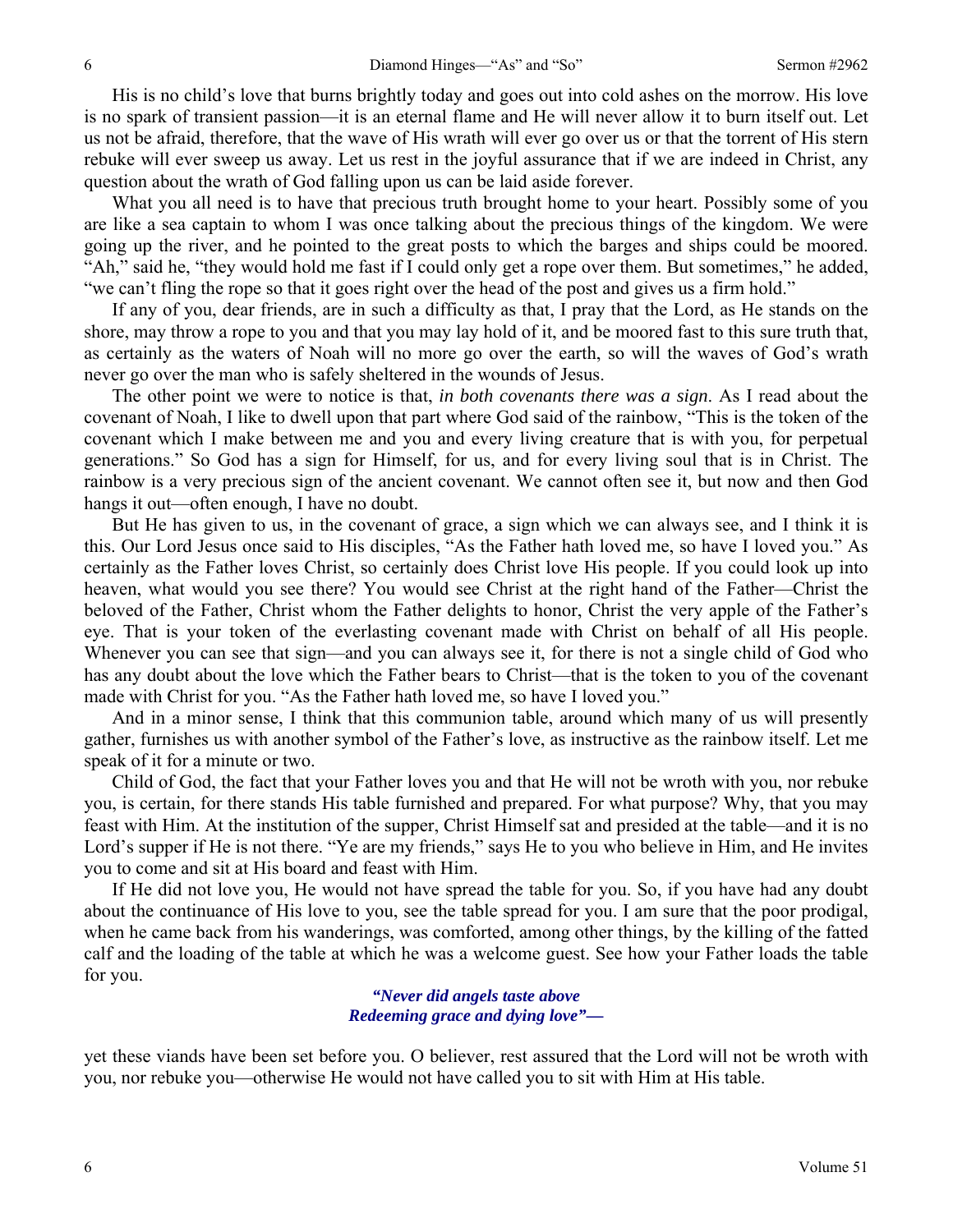His is no child's love that burns brightly today and goes out into cold ashes on the morrow. His love is no spark of transient passion—it is an eternal flame and He will never allow it to burn itself out. Let us not be afraid, therefore, that the wave of His wrath will ever go over us or that the torrent of His stern rebuke will ever sweep us away. Let us rest in the joyful assurance that if we are indeed in Christ, any question about the wrath of God falling upon us can be laid aside forever.

What you all need is to have that precious truth brought home to your heart. Possibly some of you are like a sea captain to whom I was once talking about the precious things of the kingdom. We were going up the river, and he pointed to the great posts to which the barges and ships could be moored. "Ah," said he, "they would hold me fast if I could only get a rope over them. But sometimes," he added, "we can't fling the rope so that it goes right over the head of the post and gives us a firm hold."

If any of you, dear friends, are in such a difficulty as that, I pray that the Lord, as He stands on the shore, may throw a rope to you and that you may lay hold of it, and be moored fast to this sure truth that, as certainly as the waters of Noah will no more go over the earth, so will the waves of God's wrath never go over the man who is safely sheltered in the wounds of Jesus.

The other point we were to notice is that, *in both covenants there was a sign*. As I read about the covenant of Noah, I like to dwell upon that part where God said of the rainbow, "This is the token of the covenant which I make between me and you and every living creature that is with you, for perpetual generations." So God has a sign for Himself, for us, and for every living soul that is in Christ. The rainbow is a very precious sign of the ancient covenant. We cannot often see it, but now and then God hangs it out—often enough, I have no doubt.

But He has given to us, in the covenant of grace, a sign which we can always see, and I think it is this. Our Lord Jesus once said to His disciples, "As the Father hath loved me, so have I loved you." As certainly as the Father loves Christ, so certainly does Christ love His people. If you could look up into heaven, what would you see there? You would see Christ at the right hand of the Father—Christ the beloved of the Father, Christ whom the Father delights to honor, Christ the very apple of the Father's eye. That is your token of the everlasting covenant made with Christ on behalf of all His people. Whenever you can see that sign—and you can always see it, for there is not a single child of God who has any doubt about the love which the Father bears to Christ—that is the token to you of the covenant made with Christ for you. "As the Father hath loved me, so have I loved you."

And in a minor sense, I think that this communion table, around which many of us will presently gather, furnishes us with another symbol of the Father's love, as instructive as the rainbow itself. Let me speak of it for a minute or two.

Child of God, the fact that your Father loves you and that He will not be wroth with you, nor rebuke you, is certain, for there stands His table furnished and prepared. For what purpose? Why, that you may feast with Him. At the institution of the supper, Christ Himself sat and presided at the table—and it is no Lord's supper if He is not there. "Ye are my friends," says He to you who believe in Him, and He invites you to come and sit at His board and feast with Him.

If He did not love you, He would not have spread the table for you. So, if you have had any doubt about the continuance of His love to you, see the table spread for you. I am sure that the poor prodigal, when he came back from his wanderings, was comforted, among other things, by the killing of the fatted calf and the loading of the table at which he was a welcome guest. See how your Father loads the table for you.

> ***"Never did angels taste above***
> ***Redeeming grace and dying love"—***

yet these viands have been set before you. O believer, rest assured that the Lord will not be wroth with you, nor rebuke you—otherwise He would not have called you to sit with Him at His table.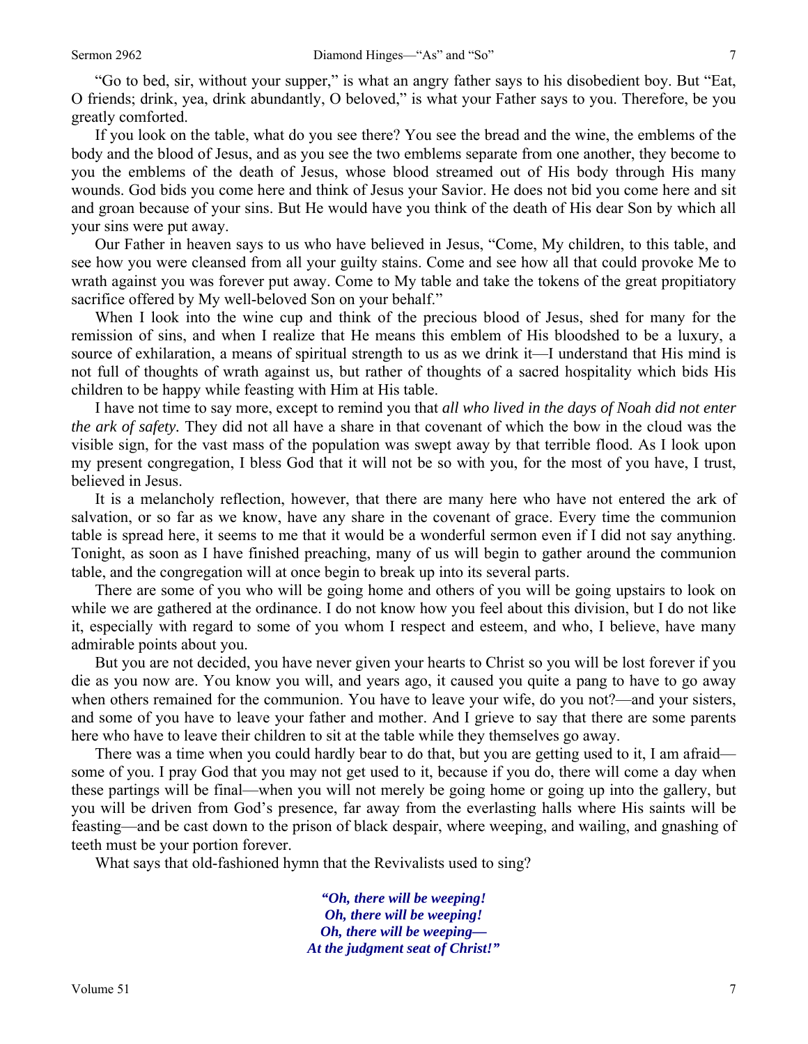"Go to bed, sir, without your supper," is what an angry father says to his disobedient boy. But "Eat, O friends; drink, yea, drink abundantly, O beloved," is what your Father says to you. Therefore, be you greatly comforted.

If you look on the table, what do you see there? You see the bread and the wine, the emblems of the body and the blood of Jesus, and as you see the two emblems separate from one another, they become to you the emblems of the death of Jesus, whose blood streamed out of His body through His many wounds. God bids you come here and think of Jesus your Savior. He does not bid you come here and sit and groan because of your sins. But He would have you think of the death of His dear Son by which all your sins were put away.

Our Father in heaven says to us who have believed in Jesus, "Come, My children, to this table, and see how you were cleansed from all your guilty stains. Come and see how all that could provoke Me to wrath against you was forever put away. Come to My table and take the tokens of the great propitiatory sacrifice offered by My well-beloved Son on your behalf."

When I look into the wine cup and think of the precious blood of Jesus, shed for many for the remission of sins, and when I realize that He means this emblem of His bloodshed to be a luxury, a source of exhilaration, a means of spiritual strength to us as we drink it—I understand that His mind is not full of thoughts of wrath against us, but rather of thoughts of a sacred hospitality which bids His children to be happy while feasting with Him at His table.

I have not time to say more, except to remind you that *all who lived in the days of Noah did not enter the ark of safety.* They did not all have a share in that covenant of which the bow in the cloud was the visible sign, for the vast mass of the population was swept away by that terrible flood. As I look upon my present congregation, I bless God that it will not be so with you, for the most of you have, I trust, believed in Jesus.

It is a melancholy reflection, however, that there are many here who have not entered the ark of salvation, or so far as we know, have any share in the covenant of grace. Every time the communion table is spread here, it seems to me that it would be a wonderful sermon even if I did not say anything. Tonight, as soon as I have finished preaching, many of us will begin to gather around the communion table, and the congregation will at once begin to break up into its several parts.

There are some of you who will be going home and others of you will be going upstairs to look on while we are gathered at the ordinance. I do not know how you feel about this division, but I do not like it, especially with regard to some of you whom I respect and esteem, and who, I believe, have many admirable points about you.

But you are not decided, you have never given your hearts to Christ so you will be lost forever if you die as you now are. You know you will, and years ago, it caused you quite a pang to have to go away when others remained for the communion. You have to leave your wife, do you not?—and your sisters, and some of you have to leave your father and mother. And I grieve to say that there are some parents here who have to leave their children to sit at the table while they themselves go away.

There was a time when you could hardly bear to do that, but you are getting used to it, I am afraid—some of you. I pray God that you may not get used to it, because if you do, there will come a day when these partings will be final—when you will not merely be going home or going up into the gallery, but you will be driven from God's presence, far away from the everlasting halls where His saints will be feasting—and be cast down to the prison of black despair, where weeping, and wailing, and gnashing of teeth must be your portion forever.

What says that old-fashioned hymn that the Revivalists used to sing?

> ***"Oh, there will be weeping!***
> ***Oh, there will be weeping!***
> ***Oh, there will be weeping—***
> ***At the judgment seat of Christ!"***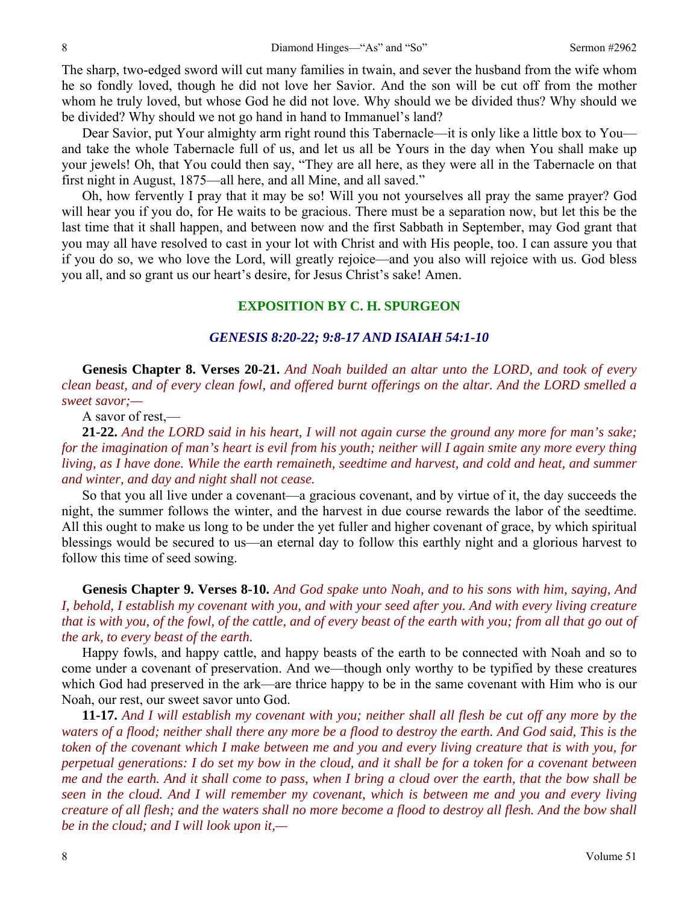The sharp, two-edged sword will cut many families in twain, and sever the husband from the wife whom he so fondly loved, though he did not love her Savior. And the son will be cut off from the mother whom he truly loved, but whose God he did not love. Why should we be divided thus? Why should we be divided? Why should we not go hand in hand to Immanuel's land?

Dear Savior, put Your almighty arm right round this Tabernacle—it is only like a little box to You—and take the whole Tabernacle full of us, and let us all be Yours in the day when You shall make up your jewels! Oh, that You could then say, "They are all here, as they were all in the Tabernacle on that first night in August, 1875—all here, and all Mine, and all saved."

Oh, how fervently I pray that it may be so! Will you not yourselves all pray the same prayer? God will hear you if you do, for He waits to be gracious. There must be a separation now, but let this be the last time that it shall happen, and between now and the first Sabbath in September, may God grant that you may all have resolved to cast in your lot with Christ and with His people, too. I can assure you that if you do so, we who love the Lord, will greatly rejoice—and you also will rejoice with us. God bless you all, and so grant us our heart's desire, for Jesus Christ's sake! Amen.

## EXPOSITION BY C. H. SPURGEON

### *GENESIS 8:20-22; 9:8-17 AND ISAIAH 54:1-10*

**Genesis Chapter 8. Verses 20-21.** *And Noah builded an altar unto the LORD, and took of every clean beast, and of every clean fowl, and offered burnt offerings on the altar. And the LORD smelled a sweet savor;—*

A savor of rest,—

**21-22.** *And the LORD said in his heart, I will not again curse the ground any more for man's sake; for the imagination of man's heart is evil from his youth; neither will I again smite any more every thing living, as I have done. While the earth remaineth, seedtime and harvest, and cold and heat, and summer and winter, and day and night shall not cease.*

So that you all live under a covenant—a gracious covenant, and by virtue of it, the day succeeds the night, the summer follows the winter, and the harvest in due course rewards the labor of the seedtime. All this ought to make us long to be under the yet fuller and higher covenant of grace, by which spiritual blessings would be secured to us—an eternal day to follow this earthly night and a glorious harvest to follow this time of seed sowing.

**Genesis Chapter 9. Verses 8-10.** *And God spake unto Noah, and to his sons with him, saying, And I, behold, I establish my covenant with you, and with your seed after you. And with every living creature that is with you, of the fowl, of the cattle, and of every beast of the earth with you; from all that go out of the ark, to every beast of the earth.*

Happy fowls, and happy cattle, and happy beasts of the earth to be connected with Noah and so to come under a covenant of preservation. And we—though only worthy to be typified by these creatures which God had preserved in the ark—are thrice happy to be in the same covenant with Him who is our Noah, our rest, our sweet savor unto God.

**11-17.** *And I will establish my covenant with you; neither shall all flesh be cut off any more by the waters of a flood; neither shall there any more be a flood to destroy the earth. And God said, This is the token of the covenant which I make between me and you and every living creature that is with you, for perpetual generations: I do set my bow in the cloud, and it shall be for a token for a covenant between me and the earth. And it shall come to pass, when I bring a cloud over the earth, that the bow shall be seen in the cloud. And I will remember my covenant, which is between me and you and every living creature of all flesh; and the waters shall no more become a flood to destroy all flesh. And the bow shall be in the cloud; and I will look upon it,—*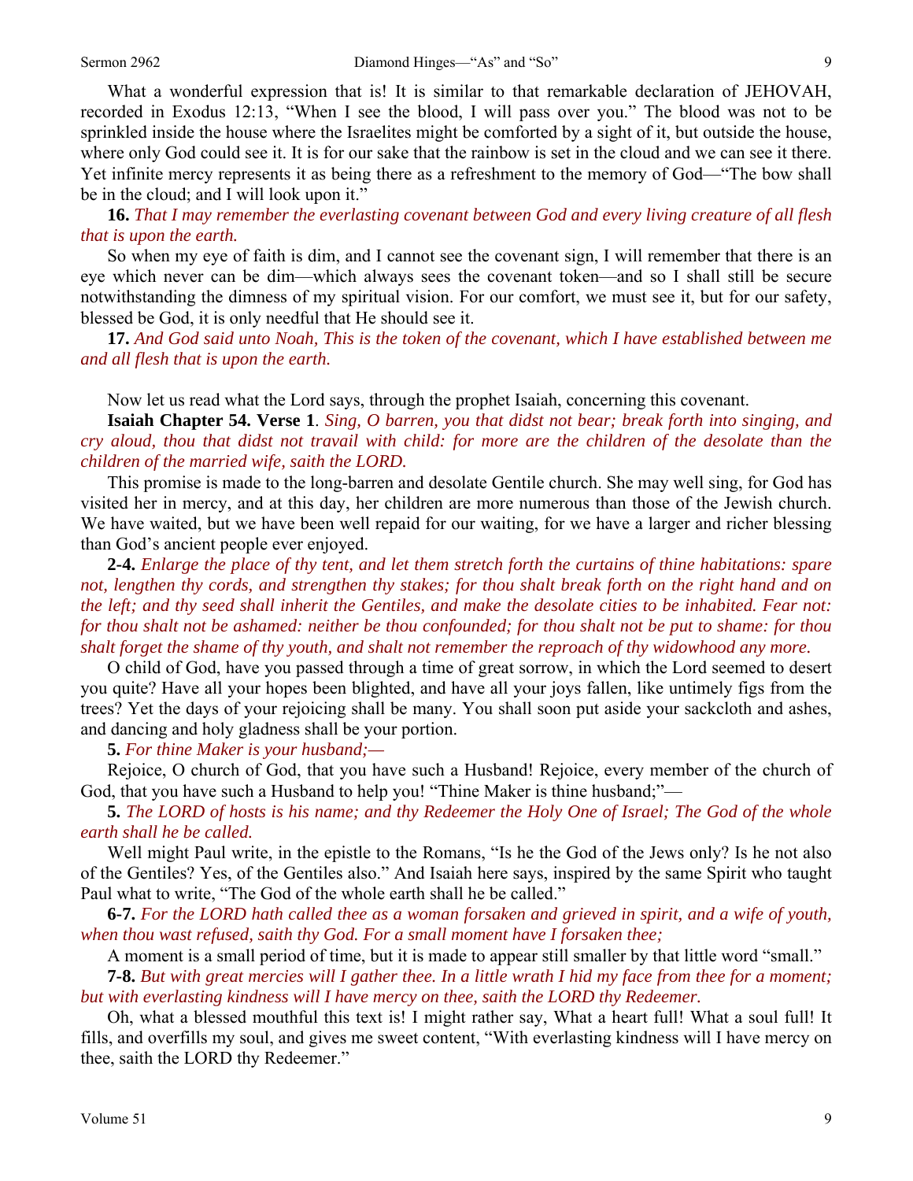What a wonderful expression that is! It is similar to that remarkable declaration of JEHOVAH, recorded in Exodus 12:13, "When I see the blood, I will pass over you." The blood was not to be sprinkled inside the house where the Israelites might be comforted by a sight of it, but outside the house, where only God could see it. It is for our sake that the rainbow is set in the cloud and we can see it there. Yet infinite mercy represents it as being there as a refreshment to the memory of God—"The bow shall be in the cloud; and I will look upon it."

**16.** *That I may remember the everlasting covenant between God and every living creature of all flesh that is upon the earth.*

So when my eye of faith is dim, and I cannot see the covenant sign, I will remember that there is an eye which never can be dim—which always sees the covenant token—and so I shall still be secure notwithstanding the dimness of my spiritual vision. For our comfort, we must see it, but for our safety, blessed be God, it is only needful that He should see it.

**17.** *And God said unto Noah, This is the token of the covenant, which I have established between me and all flesh that is upon the earth.*

Now let us read what the Lord says, through the prophet Isaiah, concerning this covenant.

**Isaiah Chapter 54. Verse 1**. *Sing, O barren, you that didst not bear; break forth into singing, and cry aloud, thou that didst not travail with child: for more are the children of the desolate than the children of the married wife, saith the LORD.*

This promise is made to the long-barren and desolate Gentile church. She may well sing, for God has visited her in mercy, and at this day, her children are more numerous than those of the Jewish church. We have waited, but we have been well repaid for our waiting, for we have a larger and richer blessing than God's ancient people ever enjoyed.

**2-4.** *Enlarge the place of thy tent, and let them stretch forth the curtains of thine habitations: spare not, lengthen thy cords, and strengthen thy stakes; for thou shalt break forth on the right hand and on the left; and thy seed shall inherit the Gentiles, and make the desolate cities to be inhabited. Fear not: for thou shalt not be ashamed: neither be thou confounded; for thou shalt not be put to shame: for thou shalt forget the shame of thy youth, and shalt not remember the reproach of thy widowhood any more.*

O child of God, have you passed through a time of great sorrow, in which the Lord seemed to desert you quite? Have all your hopes been blighted, and have all your joys fallen, like untimely figs from the trees? Yet the days of your rejoicing shall be many. You shall soon put aside your sackcloth and ashes, and dancing and holy gladness shall be your portion.

**5.** *For thine Maker is your husband;—*

Rejoice, O church of God, that you have such a Husband! Rejoice, every member of the church of God, that you have such a Husband to help you! "Thine Maker is thine husband;"—

**5.** *The LORD of hosts is his name; and thy Redeemer the Holy One of Israel; The God of the whole earth shall he be called.*

Well might Paul write, in the epistle to the Romans, "Is he the God of the Jews only? Is he not also of the Gentiles? Yes, of the Gentiles also." And Isaiah here says, inspired by the same Spirit who taught Paul what to write, "The God of the whole earth shall he be called."

**6-7.** *For the LORD hath called thee as a woman forsaken and grieved in spirit, and a wife of youth, when thou wast refused, saith thy God. For a small moment have I forsaken thee;*

A moment is a small period of time, but it is made to appear still smaller by that little word "small."

**7-8.** *But with great mercies will I gather thee. In a little wrath I hid my face from thee for a moment; but with everlasting kindness will I have mercy on thee, saith the LORD thy Redeemer.*

Oh, what a blessed mouthful this text is! I might rather say, What a heart full! What a soul full! It fills, and overfills my soul, and gives me sweet content, "With everlasting kindness will I have mercy on thee, saith the LORD thy Redeemer."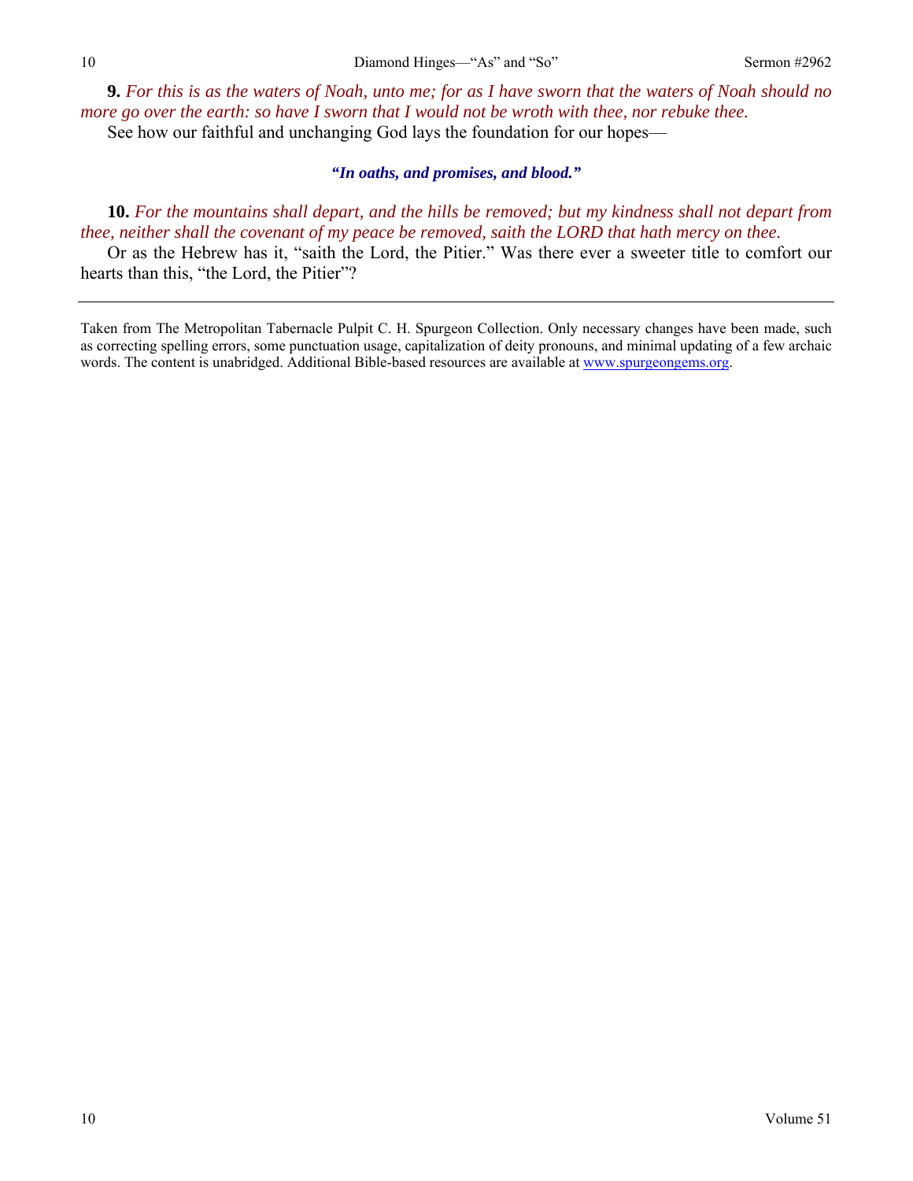**9.** *For this is as the waters of Noah, unto me; for as I have sworn that the waters of Noah should no more go over the earth: so have I sworn that I would not be wroth with thee, nor rebuke thee.*

See how our faithful and unchanging God lays the foundation for our hopes—

***"In oaths, and promises, and blood."***

**10.** *For the mountains shall depart, and the hills be removed; but my kindness shall not depart from thee, neither shall the covenant of my peace be removed, saith the LORD that hath mercy on thee.*

Or as the Hebrew has it, "saith the Lord, the Pitier." Was there ever a sweeter title to comfort our hearts than this, "the Lord, the Pitier"?

---

Taken from The Metropolitan Tabernacle Pulpit C. H. Spurgeon Collection. Only necessary changes have been made, such as correcting spelling errors, some punctuation usage, capitalization of deity pronouns, and minimal updating of a few archaic words. The content is unabridged. Additional Bible-based resources are available at www.spurgeongems.org.